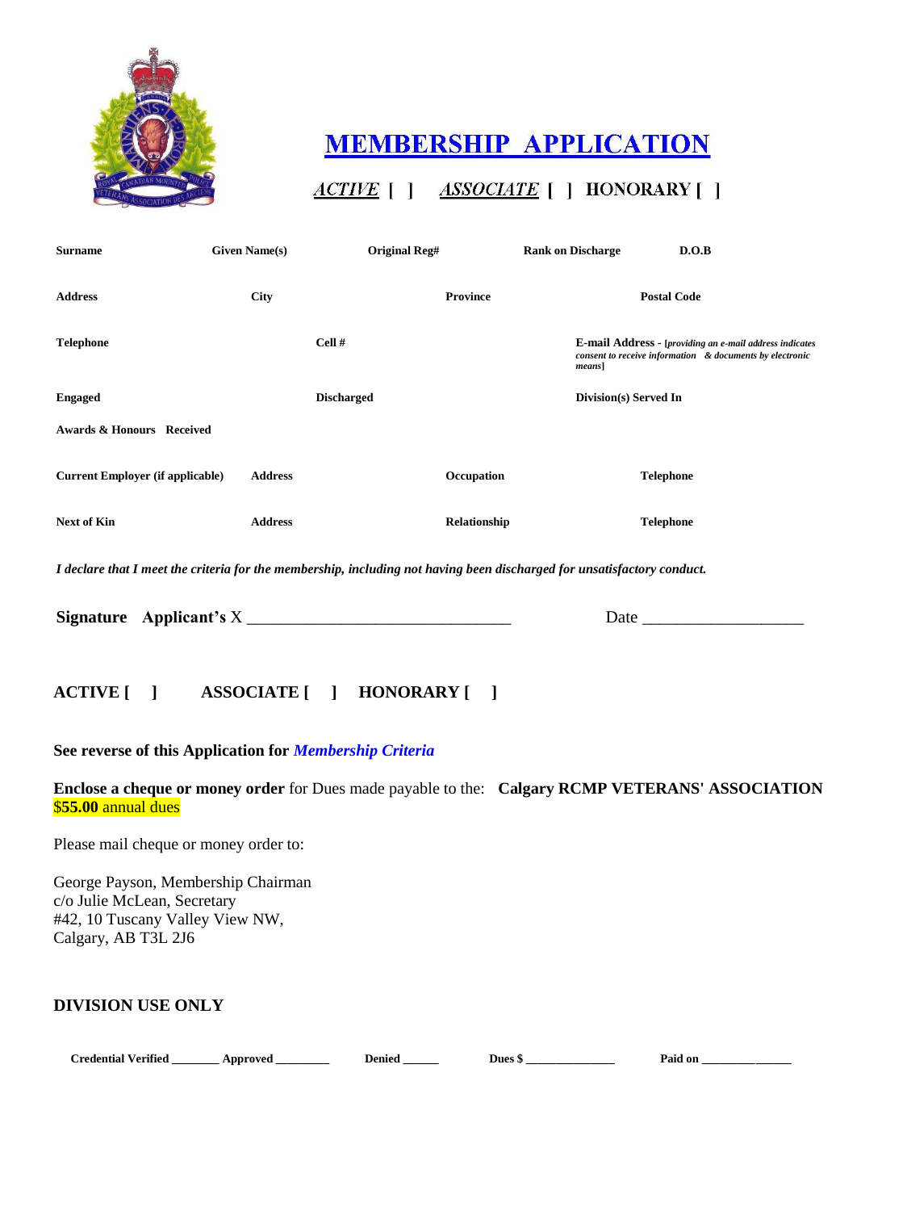# MEMBERSHIP APPLICATION

*ACTIVE* [ ] *ASSOCIATE* [ ] HONORARY [ ]

| **Surname** | **Given Name(s)** | **Original Reg#** | **Rank on Discharge** | **D.O.B** |
|---|---|---|---|---|
| **Address** | **City** | **Province** | **Postal Code** | |
| **Telephone** | **Cell #** | **E-mail Address** - [*providing an e-mail address indicates consent to receive information & documents by electronic means*] | | |
| **Engaged** | **Discharged** | **Division(s) Served In** | | |
| **Awards & Honours Received** | | | | |
| **Current Employer (if applicable)** | **Address** | **Occupation** | **Telephone** | |
| **Next of Kin** | **Address** | **Relationship** | **Telephone** | |

***I declare that I meet the criteria for the membership, including not having been discharged for unsatisfactory conduct.***

**Signature Applicant's** X ______________________________ Date __________________

**ACTIVE [ ] ASSOCIATE [ ] HONORARY [ ]**

**See reverse of this Application for *Membership Criteria***

**Enclose a cheque or money order** for Dues made payable to the: **Calgary RCMP VETERANS' ASSOCIATION**
$**55.00** annual dues

Please mail cheque or money order to:

George Payson, Membership Chairman
c/o Julie McLean, Secretary
#42, 10 Tuscany Valley View NW,
Calgary, AB T3L 2J6

**DIVISION USE ONLY**

**Credential Verified** _______ **Approved** ________ **Denied** ______ **Dues $** ______________ **Paid on** ______________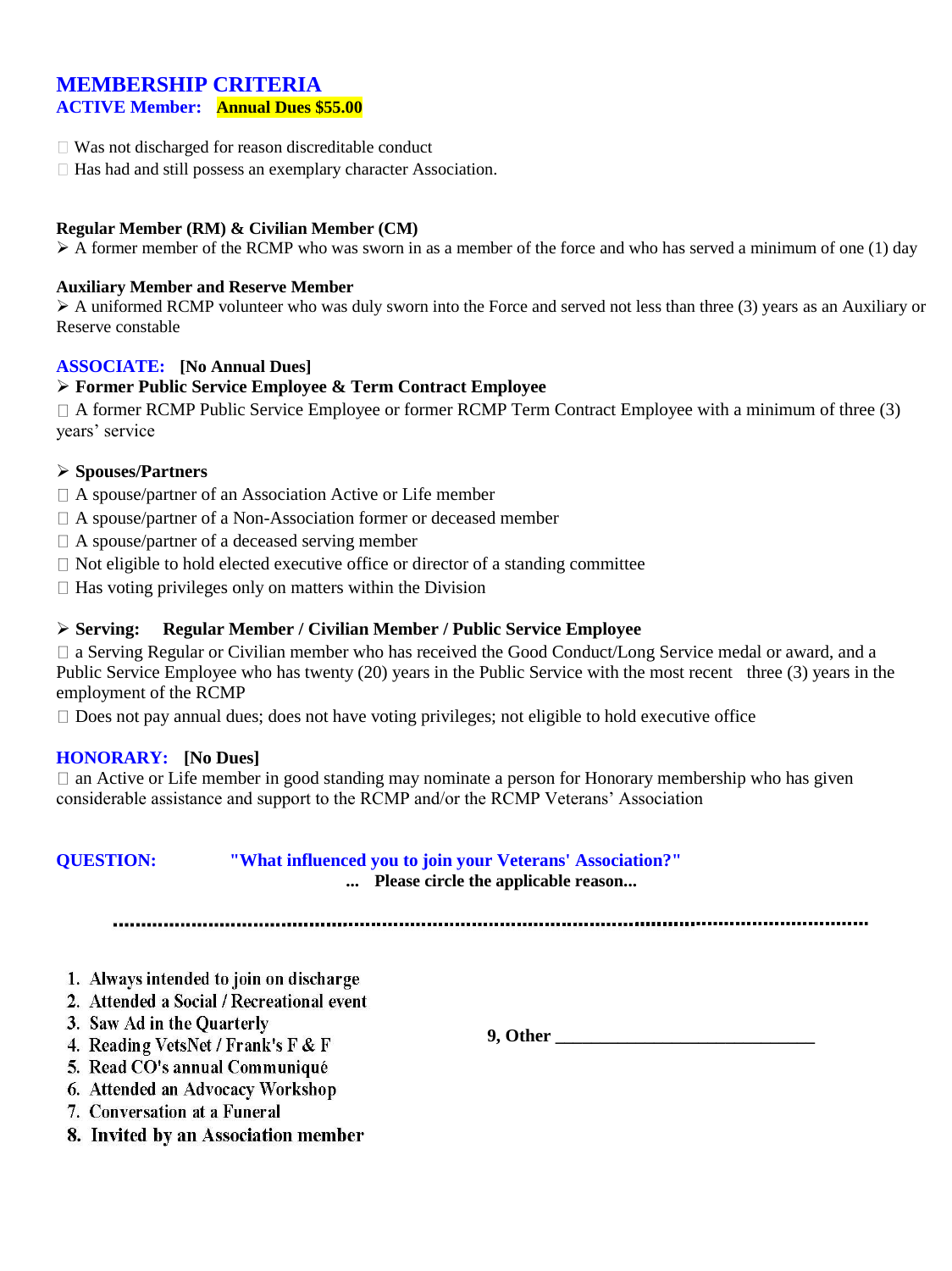# MEMBERSHIP CRITERIA

**ACTIVE Member:** **Annual Dues $55.00**

- Was not discharged for reason discreditable conduct
- Has had and still possess an exemplary character Association.

**Regular Member (RM) & Civilian Member (CM)**

- A former member of the RCMP who was sworn in as a member of the force and who has served a minimum of one (1) day

**Auxiliary Member and Reserve Member**

- A uniformed RCMP volunteer who was duly sworn into the Force and served not less than three (3) years as an Auxiliary or Reserve constable

**ASSOCIATE:** **[No Annual Dues]**

- **Former Public Service Employee & Term Contract Employee**
  - A former RCMP Public Service Employee or former RCMP Term Contract Employee with a minimum of three (3) years' service

- **Spouses/Partners**
  - A spouse/partner of an Association Active or Life member
  - A spouse/partner of a Non-Association former or deceased member
  - A spouse/partner of a deceased serving member
  - Not eligible to hold elected executive office or director of a standing committee
  - Has voting privileges only on matters within the Division

- **Serving: Regular Member / Civilian Member / Public Service Employee**
  - a Serving Regular or Civilian member who has received the Good Conduct/Long Service medal or award, and a Public Service Employee who has twenty (20) years in the Public Service with the most recent three (3) years in the employment of the RCMP
  - Does not pay annual dues; does not have voting privileges; not eligible to hold executive office

**HONORARY:** **[No Dues]**

- an Active or Life member in good standing may nominate a person for Honorary membership who has given considerable assistance and support to the RCMP and/or the RCMP Veterans' Association

**QUESTION:** **"What influenced you to join your Veterans' Association?"**

**... Please circle the applicable reason...**

1. Always intended to join on discharge
2. Attended a Social / Recreational event
3. Saw Ad in the Quarterly
4. Reading VetsNet / Frank's F & F
5. Read CO's annual Communiqué
6. Attended an Advocacy Workshop
7. Conversation at a Funeral
8. Invited by an Association member

**9, Other ____________________________**